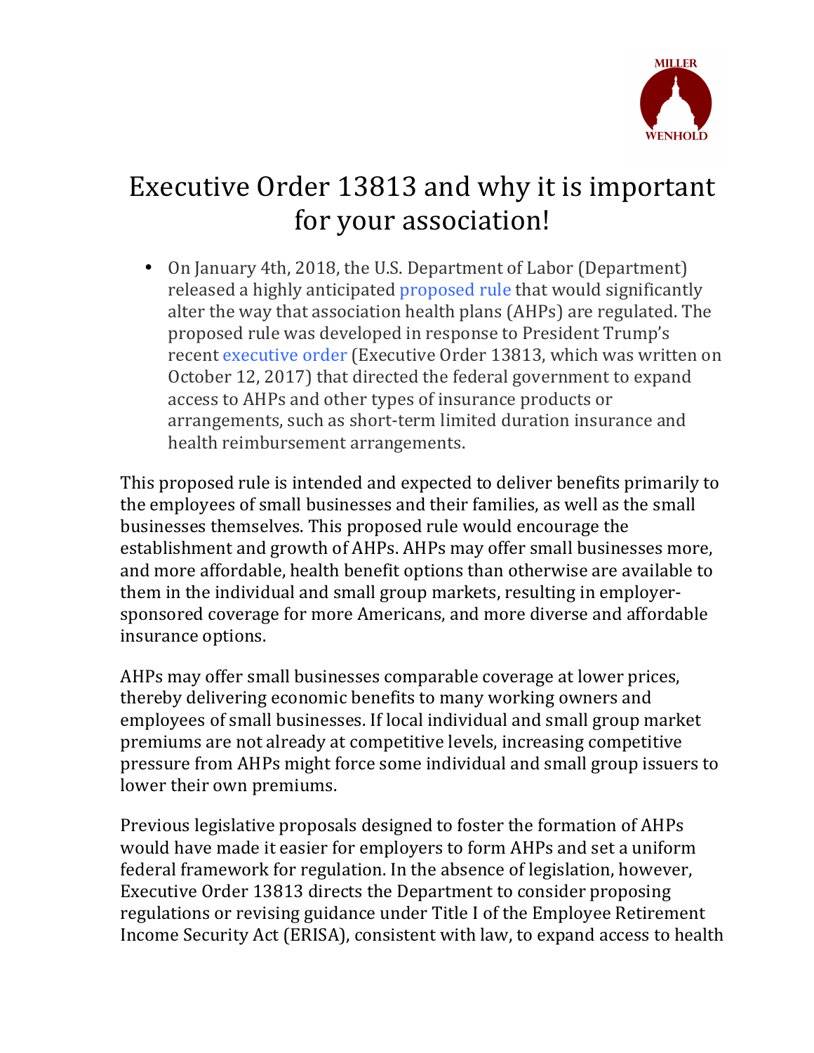# Executive Order 13813 and why it is important for your association!

- On January 4th, 2018, the U.S. Department of Labor (Department) released a highly anticipated proposed rule that would significantly alter the way that association health plans (AHPs) are regulated. The proposed rule was developed in response to President Trump's recent executive order (Executive Order 13813, which was written on October 12, 2017) that directed the federal government to expand access to AHPs and other types of insurance products or arrangements, such as short-term limited duration insurance and health reimbursement arrangements.

This proposed rule is intended and expected to deliver benefits primarily to the employees of small businesses and their families, as well as the small businesses themselves. This proposed rule would encourage the establishment and growth of AHPs. AHPs may offer small businesses more, and more affordable, health benefit options than otherwise are available to them in the individual and small group markets, resulting in employer-sponsored coverage for more Americans, and more diverse and affordable insurance options.

AHPs may offer small businesses comparable coverage at lower prices, thereby delivering economic benefits to many working owners and employees of small businesses. If local individual and small group market premiums are not already at competitive levels, increasing competitive pressure from AHPs might force some individual and small group issuers to lower their own premiums.

Previous legislative proposals designed to foster the formation of AHPs would have made it easier for employers to form AHPs and set a uniform federal framework for regulation. In the absence of legislation, however, Executive Order 13813 directs the Department to consider proposing regulations or revising guidance under Title I of the Employee Retirement Income Security Act (ERISA), consistent with law, to expand access to health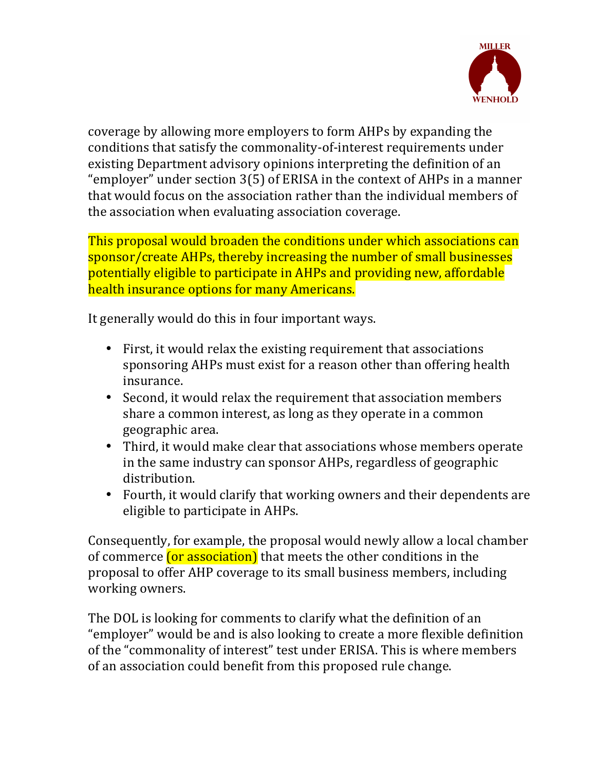coverage by allowing more employers to form AHPs by expanding the conditions that satisfy the commonality-of-interest requirements under existing Department advisory opinions interpreting the definition of an "employer" under section 3(5) of ERISA in the context of AHPs in a manner that would focus on the association rather than the individual members of the association when evaluating association coverage.

This proposal would broaden the conditions under which associations can sponsor/create AHPs, thereby increasing the number of small businesses potentially eligible to participate in AHPs and providing new, affordable health insurance options for many Americans.

It generally would do this in four important ways.

- First, it would relax the existing requirement that associations sponsoring AHPs must exist for a reason other than offering health insurance.
- Second, it would relax the requirement that association members share a common interest, as long as they operate in a common geographic area.
- Third, it would make clear that associations whose members operate in the same industry can sponsor AHPs, regardless of geographic distribution.
- Fourth, it would clarify that working owners and their dependents are eligible to participate in AHPs.

Consequently, for example, the proposal would newly allow a local chamber of commerce (or association) that meets the other conditions in the proposal to offer AHP coverage to its small business members, including working owners.

The DOL is looking for comments to clarify what the definition of an "employer" would be and is also looking to create a more flexible definition of the "commonality of interest" test under ERISA. This is where members of an association could benefit from this proposed rule change.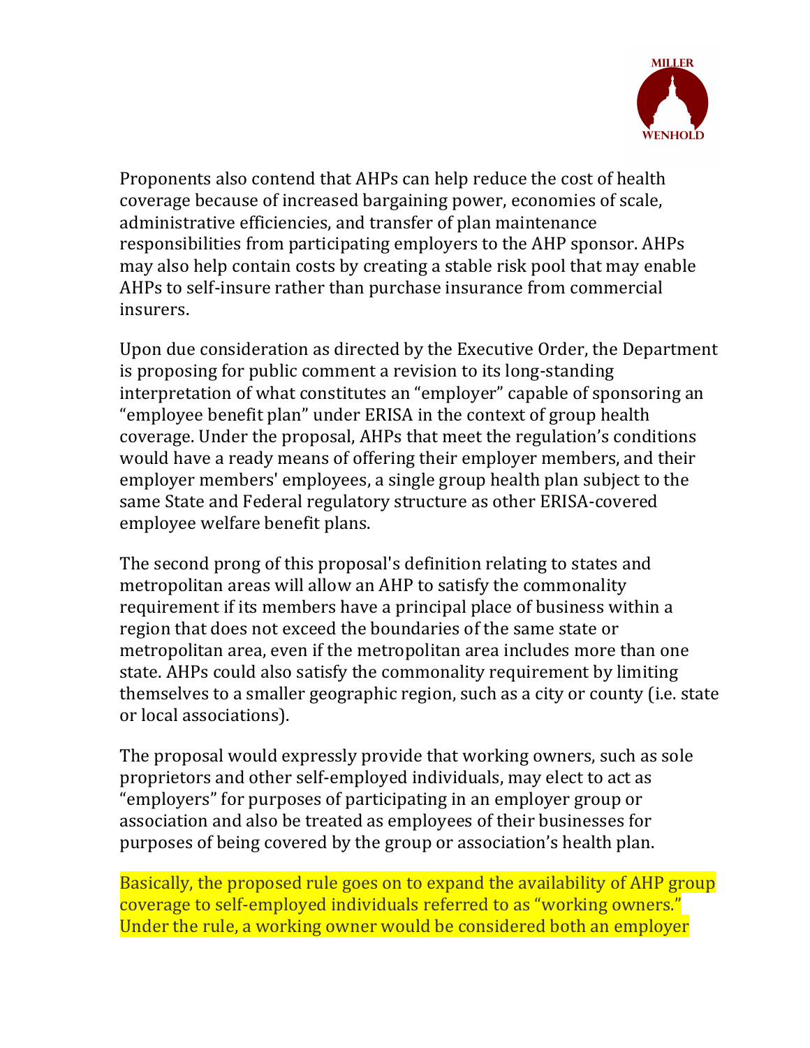Proponents also contend that AHPs can help reduce the cost of health coverage because of increased bargaining power, economies of scale, administrative efficiencies, and transfer of plan maintenance responsibilities from participating employers to the AHP sponsor. AHPs may also help contain costs by creating a stable risk pool that may enable AHPs to self-insure rather than purchase insurance from commercial insurers.

Upon due consideration as directed by the Executive Order, the Department is proposing for public comment a revision to its long-standing interpretation of what constitutes an "employer" capable of sponsoring an "employee benefit plan" under ERISA in the context of group health coverage. Under the proposal, AHPs that meet the regulation's conditions would have a ready means of offering their employer members, and their employer members' employees, a single group health plan subject to the same State and Federal regulatory structure as other ERISA-covered employee welfare benefit plans.

The second prong of this proposal's definition relating to states and metropolitan areas will allow an AHP to satisfy the commonality requirement if its members have a principal place of business within a region that does not exceed the boundaries of the same state or metropolitan area, even if the metropolitan area includes more than one state. AHPs could also satisfy the commonality requirement by limiting themselves to a smaller geographic region, such as a city or county (i.e. state or local associations).

The proposal would expressly provide that working owners, such as sole proprietors and other self-employed individuals, may elect to act as "employers" for purposes of participating in an employer group or association and also be treated as employees of their businesses for purposes of being covered by the group or association's health plan.

Basically, the proposed rule goes on to expand the availability of AHP group coverage to self-employed individuals referred to as "working owners." Under the rule, a working owner would be considered both an employer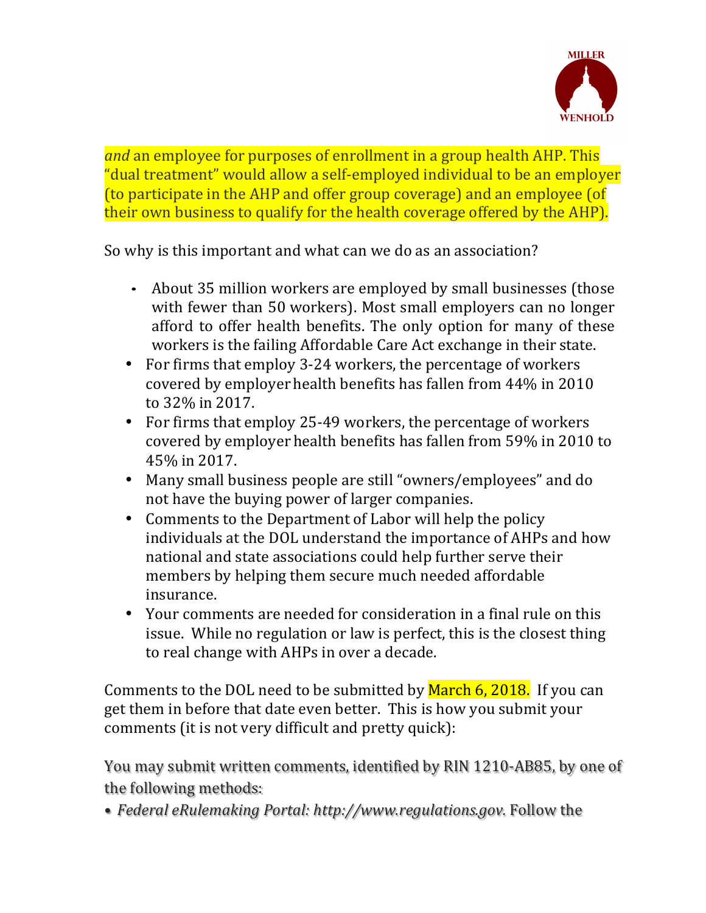*and* an employee for purposes of enrollment in a group health AHP. This "dual treatment" would allow a self-employed individual to be an employer (to participate in the AHP and offer group coverage) and an employee (of their own business to qualify for the health coverage offered by the AHP).

So why is this important and what can we do as an association?

- About 35 million workers are employed by small businesses (those with fewer than 50 workers). Most small employers can no longer afford to offer health benefits. The only option for many of these workers is the failing Affordable Care Act exchange in their state.
- For firms that employ 3-24 workers, the percentage of workers covered by employer health benefits has fallen from 44% in 2010 to 32% in 2017.
- For firms that employ 25-49 workers, the percentage of workers covered by employer health benefits has fallen from 59% in 2010 to 45% in 2017.
- Many small business people are still "owners/employees" and do not have the buying power of larger companies.
- Comments to the Department of Labor will help the policy individuals at the DOL understand the importance of AHPs and how national and state associations could help further serve their members by helping them secure much needed affordable insurance.
- Your comments are needed for consideration in a final rule on this issue. While no regulation or law is perfect, this is the closest thing to real change with AHPs in over a decade.

Comments to the DOL need to be submitted by March 6, 2018. If you can get them in before that date even better. This is how you submit your comments (it is not very difficult and pretty quick):

You may submit written comments, identified by RIN 1210-AB85, by one of the following methods:

- *Federal eRulemaking Portal: http://www.regulations.gov*. Follow the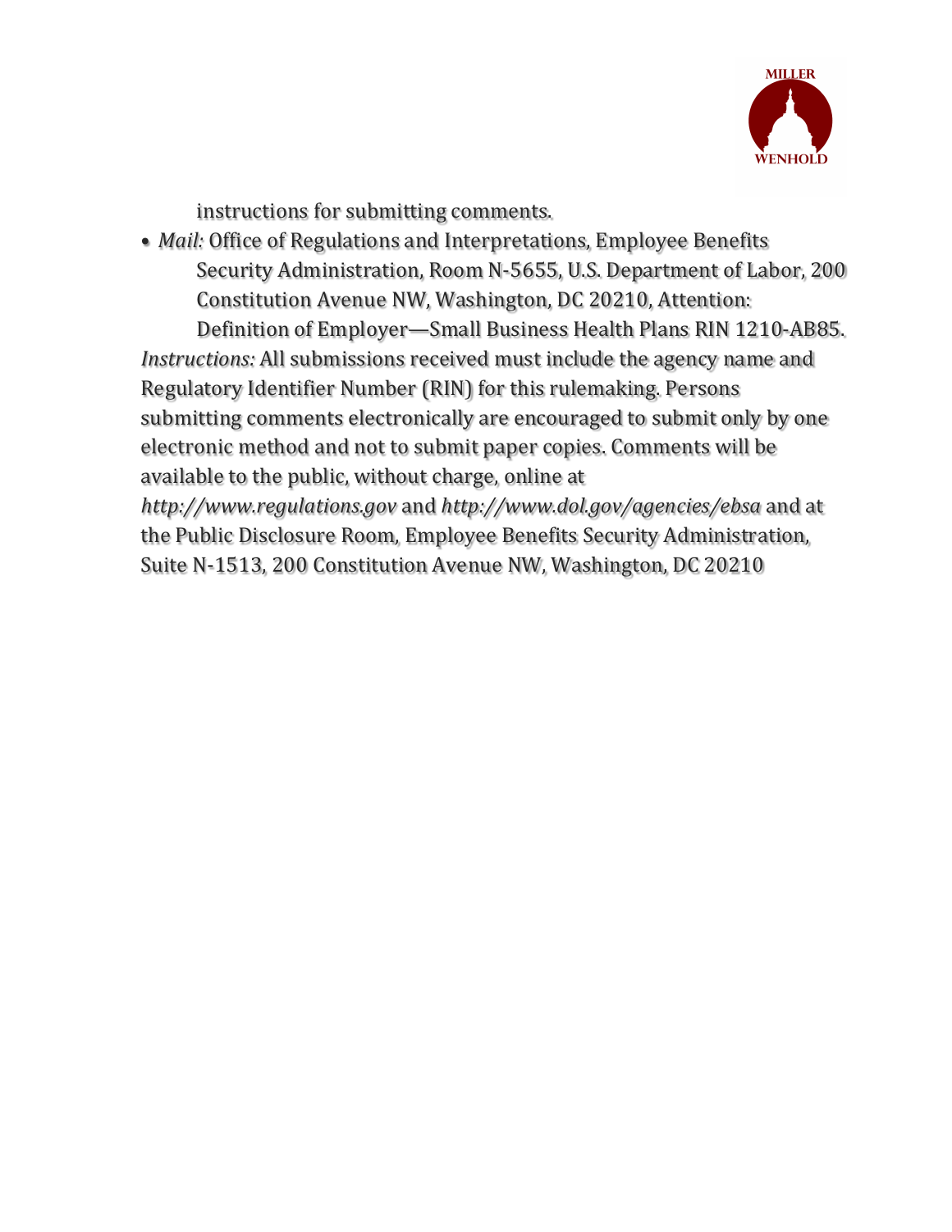instructions for submitting comments.

- *Mail:* Office of Regulations and Interpretations, Employee Benefits Security Administration, Room N-5655, U.S. Department of Labor, 200 Constitution Avenue NW, Washington, DC 20210, Attention: Definition of Employer—Small Business Health Plans RIN 1210-AB85.

*Instructions:* All submissions received must include the agency name and Regulatory Identifier Number (RIN) for this rulemaking. Persons submitting comments electronically are encouraged to submit only by one electronic method and not to submit paper copies. Comments will be available to the public, without charge, online at *http://www.regulations.gov* and *http://www.dol.gov/agencies/ebsa* and at the Public Disclosure Room, Employee Benefits Security Administration, Suite N-1513, 200 Constitution Avenue NW, Washington, DC 20210